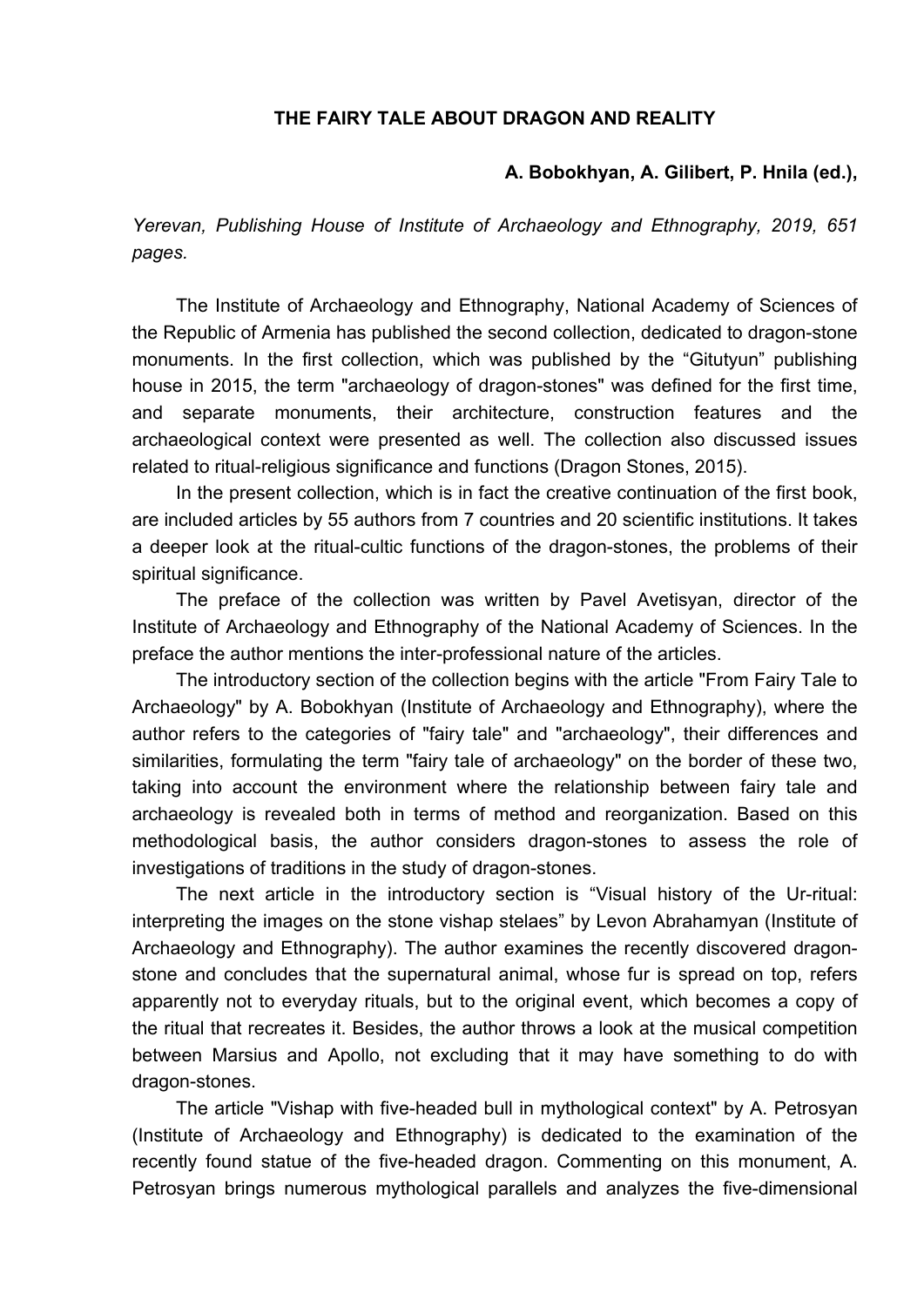# THE FAIRY TALE ABOUT DRAGON AND REALITY

**A. Bobokhyan, A. Gilibert, P. Hnila (ed.),**

*Yerevan, Publishing House of Institute of Archaeology and Ethnography, 2019, 651 pages.*

The Institute of Archaeology and Ethnography, National Academy of Sciences of the Republic of Armenia has published the second collection, dedicated to dragon-stone monuments. In the first collection, which was published by the "Gitutyun" publishing house in 2015, the term "archaeology of dragon-stones" was defined for the first time, and separate monuments, their architecture, construction features and the archaeological context were presented as well. The collection also discussed issues related to ritual-religious significance and functions (Dragon Stones, 2015).

In the present collection, which is in fact the creative continuation of the first book, are included articles by 55 authors from 7 countries and 20 scientific institutions. It takes a deeper look at the ritual-cultic functions of the dragon-stones, the problems of their spiritual significance.

The preface of the collection was written by Pavel Avetisyan, director of the Institute of Archaeology and Ethnography of the National Academy of Sciences. In the preface the author mentions the inter-professional nature of the articles.

The introductory section of the collection begins with the article "From Fairy Tale to Archaeology" by A. Bobokhyan (Institute of Archaeology and Ethnography), where the author refers to the categories of "fairy tale" and "archaeology", their differences and similarities, formulating the term "fairy tale of archaeology" on the border of these two, taking into account the environment where the relationship between fairy tale and archaeology is revealed both in terms of method and reorganization. Based on this methodological basis, the author considers dragon-stones to assess the role of investigations of traditions in the study of dragon-stones.

The next article in the introductory section is "Visual history of the Ur-ritual: interpreting the images on the stone vishap stelaes" by Levon Abrahamyan (Institute of Archaeology and Ethnography). The author examines the recently discovered dragon-stone and concludes that the supernatural animal, whose fur is spread on top, refers apparently not to everyday rituals, but to the original event, which becomes a copy of the ritual that recreates it. Besides, the author throws a look at the musical competition between Marsius and Apollo, not excluding that it may have something to do with dragon-stones.

The article "Vishap with five-headed bull in mythological context" by A. Petrosyan (Institute of Archaeology and Ethnography) is dedicated to the examination of the recently found statue of the five-headed dragon. Commenting on this monument, A. Petrosyan brings numerous mythological parallels and analyzes the five-dimensional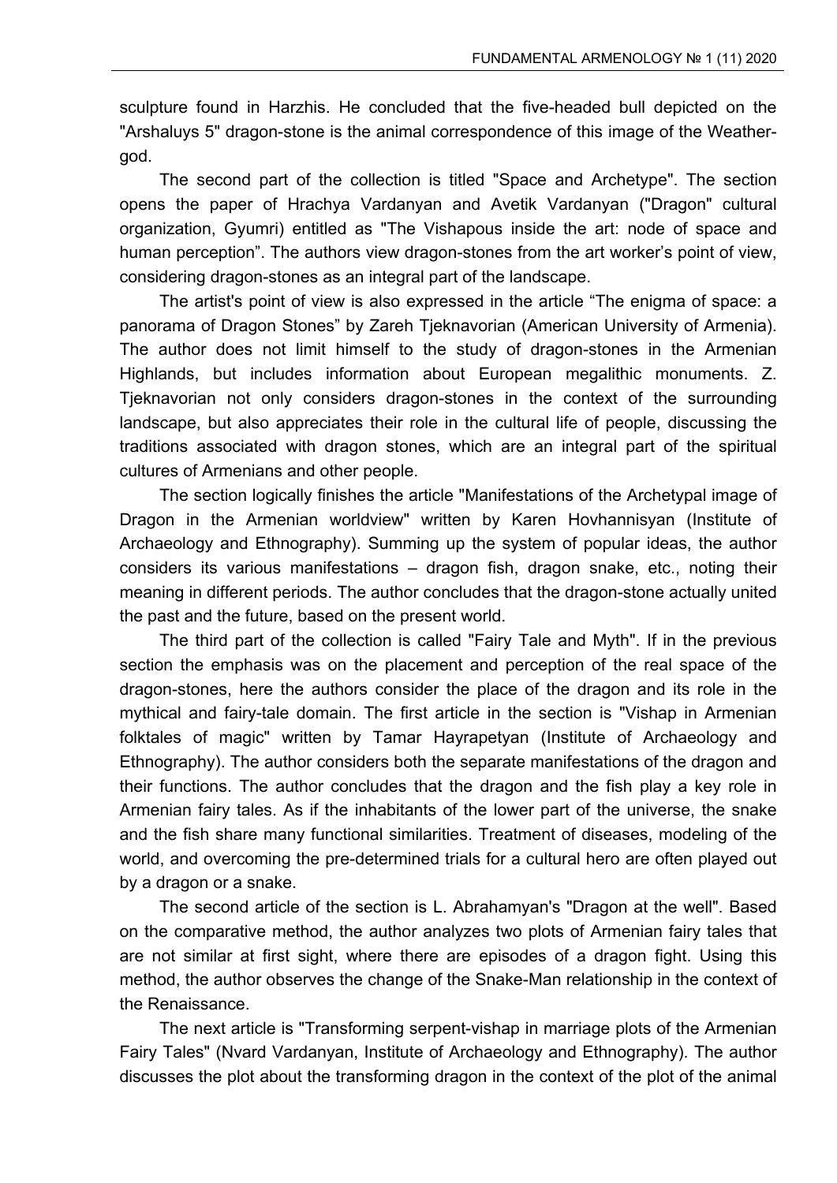sculpture found in Harzhis. He concluded that the five-headed bull depicted on the "Arshaluys 5" dragon-stone is the animal correspondence of this image of the Weather-god.

The second part of the collection is titled "Space and Archetype". The section opens the paper of Hrachya Vardanyan and Avetik Vardanyan ("Dragon" cultural organization, Gyumri) entitled as "The Vishapous inside the art: node of space and human perception". The authors view dragon-stones from the art worker's point of view, considering dragon-stones as an integral part of the landscape.

The artist's point of view is also expressed in the article "The enigma of space: a panorama of Dragon Stones" by Zareh Tjeknavorian (American University of Armenia). The author does not limit himself to the study of dragon-stones in the Armenian Highlands, but includes information about European megalithic monuments. Z. Tjeknavorian not only considers dragon-stones in the context of the surrounding landscape, but also appreciates their role in the cultural life of people, discussing the traditions associated with dragon stones, which are an integral part of the spiritual cultures of Armenians and other people.

The section logically finishes the article "Manifestations of the Archetypal image of Dragon in the Armenian worldview" written by Karen Hovhannisyan (Institute of Archaeology and Ethnography). Summing up the system of popular ideas, the author considers its various manifestations – dragon fish, dragon snake, etc., noting their meaning in different periods. The author concludes that the dragon-stone actually united the past and the future, based on the present world.

The third part of the collection is called "Fairy Tale and Myth". If in the previous section the emphasis was on the placement and perception of the real space of the dragon-stones, here the authors consider the place of the dragon and its role in the mythical and fairy-tale domain. The first article in the section is "Vishap in Armenian folktales of magic" written by Tamar Hayrapetyan (Institute of Archaeology and Ethnography). The author considers both the separate manifestations of the dragon and their functions. The author concludes that the dragon and the fish play a key role in Armenian fairy tales. As if the inhabitants of the lower part of the universe, the snake and the fish share many functional similarities. Treatment of diseases, modeling of the world, and overcoming the pre-determined trials for a cultural hero are often played out by a dragon or a snake.

The second article of the section is L. Abrahamyan's "Dragon at the well". Based on the comparative method, the author analyzes two plots of Armenian fairy tales that are not similar at first sight, where there are episodes of a dragon fight. Using this method, the author observes the change of the Snake-Man relationship in the context of the Renaissance.

The next article is "Transforming serpent-vishap in marriage plots of the Armenian Fairy Tales" (Nvard Vardanyan, Institute of Archaeology and Ethnography). The author discusses the plot about the transforming dragon in the context of the plot of the animal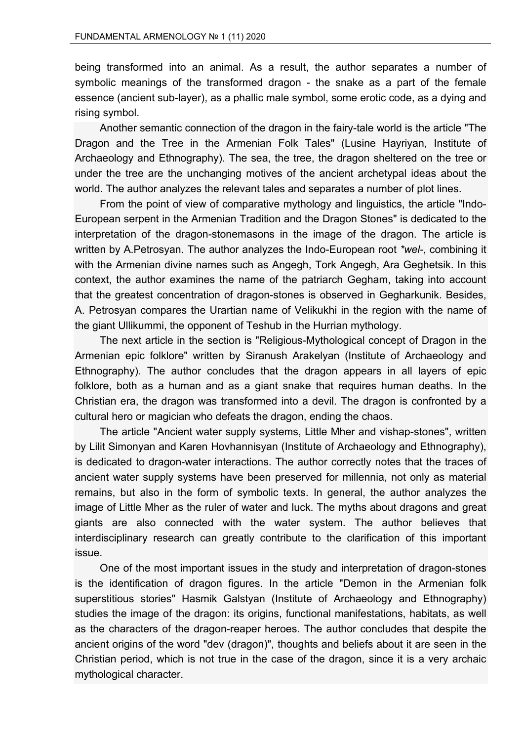being transformed into an animal. As a result, the author separates a number of symbolic meanings of the transformed dragon - the snake as a part of the female essence (ancient sub-layer), as a phallic male symbol, some erotic code, as a dying and rising symbol.

Another semantic connection of the dragon in the fairy-tale world is the article "The Dragon and the Tree in the Armenian Folk Tales" (Lusine Hayriyan, Institute of Archaeology and Ethnography). The sea, the tree, the dragon sheltered on the tree or under the tree are the unchanging motives of the ancient archetypal ideas about the world. The author analyzes the relevant tales and separates a number of plot lines.

From the point of view of comparative mythology and linguistics, the article "Indo-European serpent in the Armenian Tradition and the Dragon Stones" is dedicated to the interpretation of the dragon-stonemasons in the image of the dragon. The article is written by A.Petrosyan. The author analyzes the Indo-European root *\*wel-*, combining it with the Armenian divine names such as Angegh, Tork Angegh, Ara Geghetsik. In this context, the author examines the name of the patriarch Gegham, taking into account that the greatest concentration of dragon-stones is observed in Gegharkunik. Besides, A. Petrosyan compares the Urartian name of Velikukhi in the region with the name of the giant Ullikummi, the opponent of Teshub in the Hurrian mythology.

The next article in the section is "Religious-Mythological concept of Dragon in the Armenian epic folklore" written by Siranush Arakelyan (Institute of Archaeology and Ethnography). The author concludes that the dragon appears in all layers of epic folklore, both as a human and as a giant snake that requires human deaths. In the Christian era, the dragon was transformed into a devil. The dragon is confronted by a cultural hero or magician who defeats the dragon, ending the chaos.

The article "Ancient water supply systems, Little Mher and vishap-stones", written by Lilit Simonyan and Karen Hovhannisyan (Institute of Archaeology and Ethnography), is dedicated to dragon-water interactions. The author correctly notes that the traces of ancient water supply systems have been preserved for millennia, not only as material remains, but also in the form of symbolic texts. In general, the author analyzes the image of Little Mher as the ruler of water and luck. The myths about dragons and great giants are also connected with the water system. The author believes that interdisciplinary research can greatly contribute to the clarification of this important issue.

One of the most important issues in the study and interpretation of dragon-stones is the identification of dragon figures. In the article "Demon in the Armenian folk superstitious stories" Hasmik Galstyan (Institute of Archaeology and Ethnography) studies the image of the dragon: its origins, functional manifestations, habitats, as well as the characters of the dragon-reaper heroes. The author concludes that despite the ancient origins of the word "dev (dragon)", thoughts and beliefs about it are seen in the Christian period, which is not true in the case of the dragon, since it is a very archaic mythological character.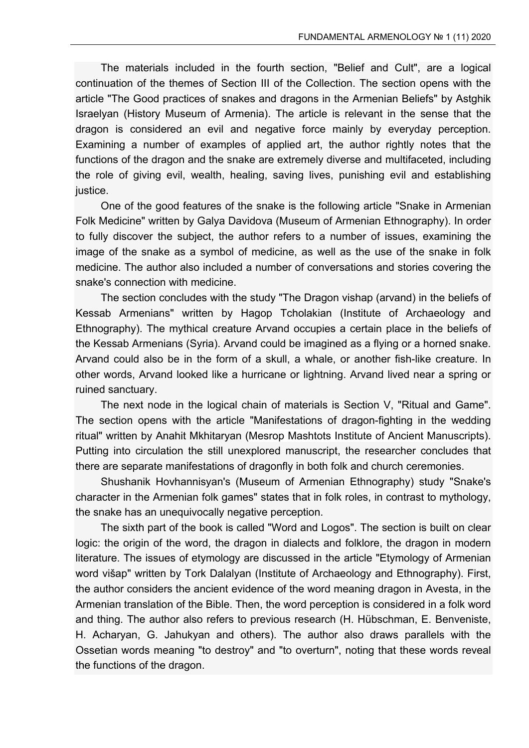The materials included in the fourth section, "Belief and Cult", are a logical continuation of the themes of Section III of the Collection. The section opens with the article "The Good practices of snakes and dragons in the Armenian Beliefs" by Astghik Israelyan (History Museum of Armenia). The article is relevant in the sense that the dragon is considered an evil and negative force mainly by everyday perception. Examining a number of examples of applied art, the author rightly notes that the functions of the dragon and the snake are extremely diverse and multifaceted, including the role of giving evil, wealth, healing, saving lives, punishing evil and establishing justice.

One of the good features of the snake is the following article "Snake in Armenian Folk Medicine" written by Galya Davidova (Museum of Armenian Ethnography). In order to fully discover the subject, the author refers to a number of issues, examining the image of the snake as a symbol of medicine, as well as the use of the snake in folk medicine. The author also included a number of conversations and stories covering the snake's connection with medicine.

The section concludes with the study "The Dragon vishap (arvand) in the beliefs of Kessab Armenians" written by Hagop Tcholakian (Institute of Archaeology and Ethnography). The mythical creature Arvand occupies a certain place in the beliefs of the Kessab Armenians (Syria). Arvand could be imagined as a flying or a horned snake. Arvand could also be in the form of a skull, a whale, or another fish-like creature. In other words, Arvand looked like a hurricane or lightning. Arvand lived near a spring or ruined sanctuary.

The next node in the logical chain of materials is Section V, "Ritual and Game". The section opens with the article "Manifestations of dragon-fighting in the wedding ritual" written by Anahit Mkhitaryan (Mesrop Mashtots Institute of Ancient Manuscripts). Putting into circulation the still unexplored manuscript, the researcher concludes that there are separate manifestations of dragonfly in both folk and church ceremonies.

Shushanik Hovhannisyan's (Museum of Armenian Ethnography) study "Snake's character in the Armenian folk games" states that in folk roles, in contrast to mythology, the snake has an unequivocally negative perception.

The sixth part of the book is called "Word and Logos". The section is built on clear logic: the origin of the word, the dragon in dialects and folklore, the dragon in modern literature. The issues of etymology are discussed in the article "Etymology of Armenian word višap" written by Tork Dalalyan (Institute of Archaeology and Ethnography). First, the author considers the ancient evidence of the word meaning dragon in Avesta, in the Armenian translation of the Bible. Then, the word perception is considered in a folk word and thing. The author also refers to previous research (H. Hübschman, E. Benveniste, H. Acharyan, G. Jahukyan and others). The author also draws parallels with the Ossetian words meaning "to destroy" and "to overturn", noting that these words reveal the functions of the dragon.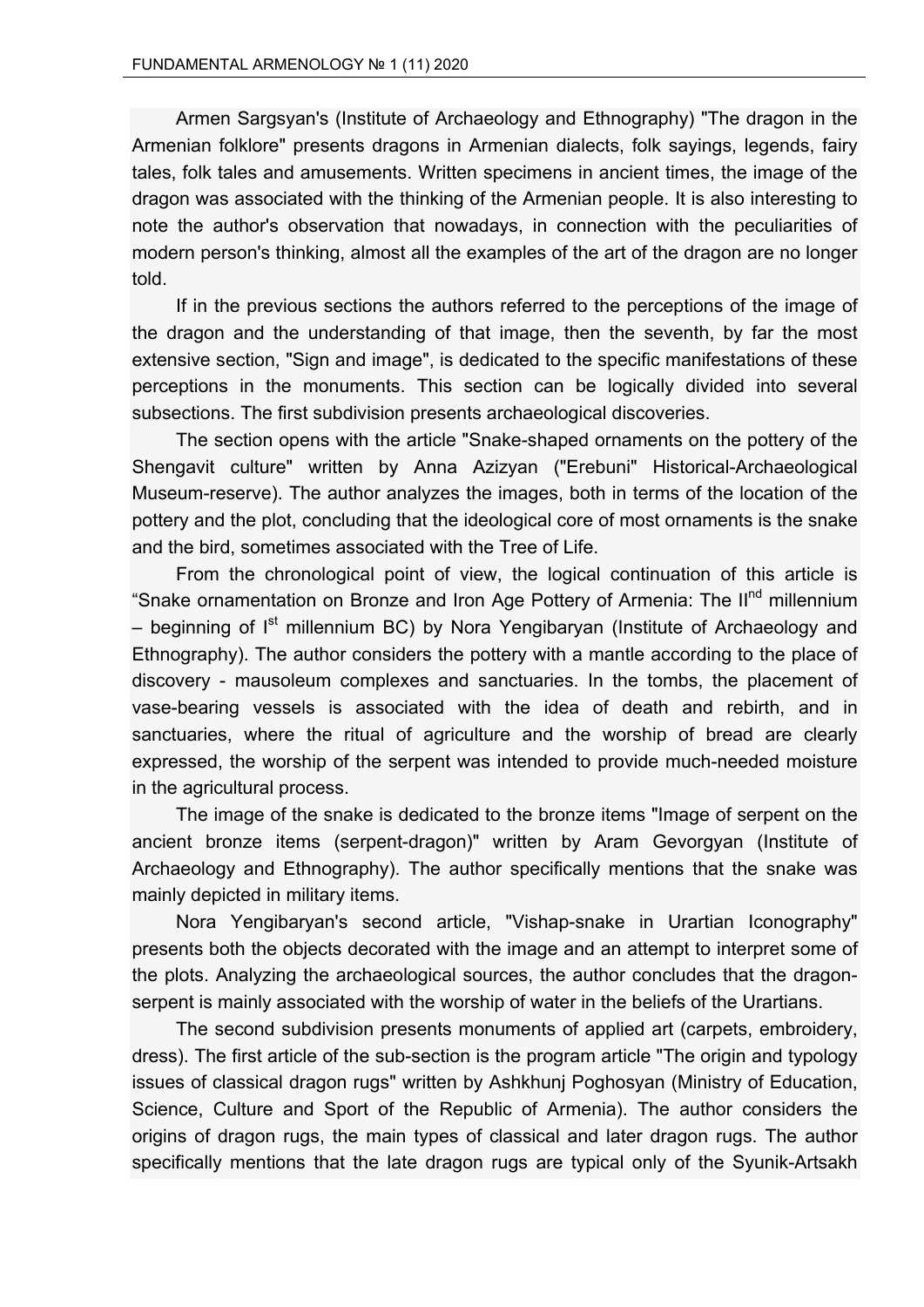Armen Sargsyan's (Institute of Archaeology and Ethnography) "The dragon in the Armenian folklore" presents dragons in Armenian dialects, folk sayings, legends, fairy tales, folk tales and amusements. Written specimens in ancient times, the image of the dragon was associated with the thinking of the Armenian people. It is also interesting to note the author's observation that nowadays, in connection with the peculiarities of modern person's thinking, almost all the examples of the art of the dragon are no longer told.

If in the previous sections the authors referred to the perceptions of the image of the dragon and the understanding of that image, then the seventh, by far the most extensive section, "Sign and image", is dedicated to the specific manifestations of these perceptions in the monuments. This section can be logically divided into several subsections. The first subdivision presents archaeological discoveries.

The section opens with the article "Snake-shaped ornaments on the pottery of the Shengavit culture" written by Anna Azizyan ("Erebuni" Historical-Archaeological Museum-reserve). The author analyzes the images, both in terms of the location of the pottery and the plot, concluding that the ideological core of most ornaments is the snake and the bird, sometimes associated with the Tree of Life.

From the chronological point of view, the logical continuation of this article is "Snake ornamentation on Bronze and Iron Age Pottery of Armenia: The II$^{nd}$ millennium – beginning of I$^{st}$ millennium BC) by Nora Yengibaryan (Institute of Archaeology and Ethnography). The author considers the pottery with a mantle according to the place of discovery - mausoleum complexes and sanctuaries. In the tombs, the placement of vase-bearing vessels is associated with the idea of death and rebirth, and in sanctuaries, where the ritual of agriculture and the worship of bread are clearly expressed, the worship of the serpent was intended to provide much-needed moisture in the agricultural process.

The image of the snake is dedicated to the bronze items "Image of serpent on the ancient bronze items (serpent-dragon)" written by Aram Gevorgyan (Institute of Archaeology and Ethnography). The author specifically mentions that the snake was mainly depicted in military items.

Nora Yengibaryan's second article, "Vishap-snake in Urartian Iconography" presents both the objects decorated with the image and an attempt to interpret some of the plots. Analyzing the archaeological sources, the author concludes that the dragon-serpent is mainly associated with the worship of water in the beliefs of the Urartians.

The second subdivision presents monuments of applied art (carpets, embroidery, dress). The first article of the sub-section is the program article "The origin and typology issues of classical dragon rugs" written by Ashkhunj Poghosyan (Ministry of Education, Science, Culture and Sport of the Republic of Armenia). The author considers the origins of dragon rugs, the main types of classical and later dragon rugs. The author specifically mentions that the late dragon rugs are typical only of the Syunik-Artsakh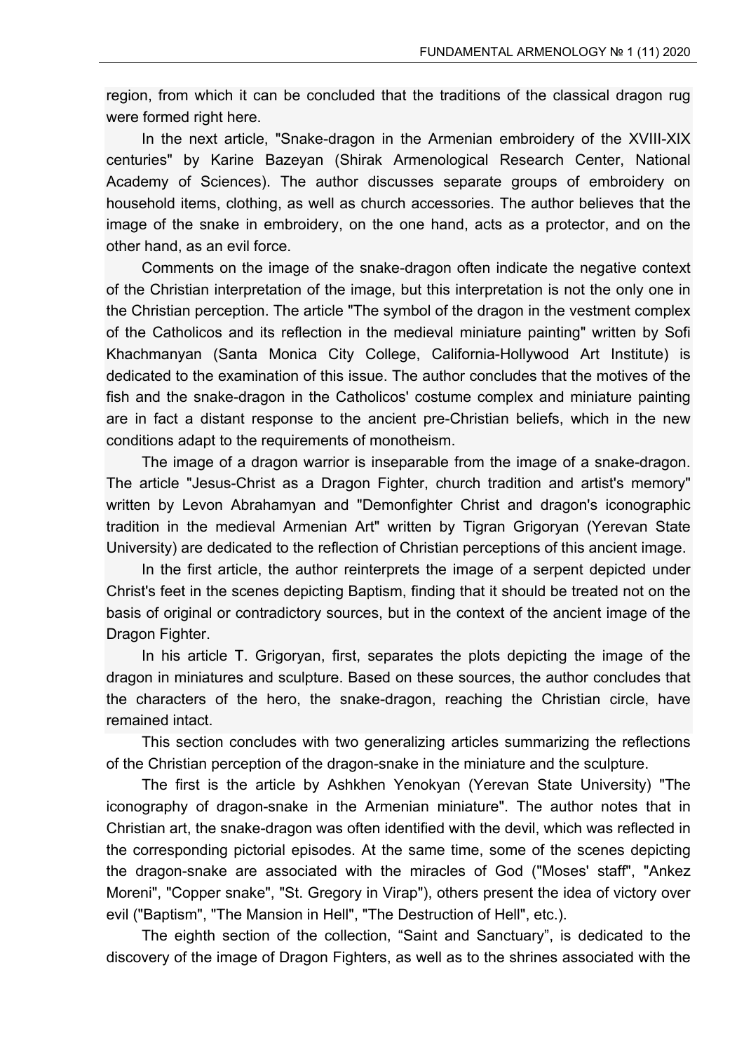region, from which it can be concluded that the traditions of the classical dragon rug were formed right here.

In the next article, "Snake-dragon in the Armenian embroidery of the XVIII-XIX centuries" by Karine Bazeyan (Shirak Armenological Research Center, National Academy of Sciences). The author discusses separate groups of embroidery on household items, clothing, as well as church accessories. The author believes that the image of the snake in embroidery, on the one hand, acts as a protector, and on the other hand, as an evil force.

Comments on the image of the snake-dragon often indicate the negative context of the Christian interpretation of the image, but this interpretation is not the only one in the Christian perception. The article "The symbol of the dragon in the vestment complex of the Catholicos and its reflection in the medieval miniature painting" written by Sofi Khachmanyan (Santa Monica City College, California-Hollywood Art Institute) is dedicated to the examination of this issue. The author concludes that the motives of the fish and the snake-dragon in the Catholicos' costume complex and miniature painting are in fact a distant response to the ancient pre-Christian beliefs, which in the new conditions adapt to the requirements of monotheism.

The image of a dragon warrior is inseparable from the image of a snake-dragon. The article "Jesus-Christ as a Dragon Fighter, church tradition and artist's memory" written by Levon Abrahamyan and "Demonfighter Christ and dragon's iconographic tradition in the medieval Armenian Art" written by Tigran Grigoryan (Yerevan State University) are dedicated to the reflection of Christian perceptions of this ancient image.

In the first article, the author reinterprets the image of a serpent depicted under Christ's feet in the scenes depicting Baptism, finding that it should be treated not on the basis of original or contradictory sources, but in the context of the ancient image of the Dragon Fighter.

In his article T. Grigoryan, first, separates the plots depicting the image of the dragon in miniatures and sculpture. Based on these sources, the author concludes that the characters of the hero, the snake-dragon, reaching the Christian circle, have remained intact.

This section concludes with two generalizing articles summarizing the reflections of the Christian perception of the dragon-snake in the miniature and the sculpture.

The first is the article by Ashkhen Yenokyan (Yerevan State University) "The iconography of dragon-snake in the Armenian miniature". The author notes that in Christian art, the snake-dragon was often identified with the devil, which was reflected in the corresponding pictorial episodes. At the same time, some of the scenes depicting the dragon-snake are associated with the miracles of God ("Moses' staff", "Ankez Moreni", "Copper snake", "St. Gregory in Virap"), others present the idea of victory over evil ("Baptism", "The Mansion in Hell", "The Destruction of Hell", etc.).

The eighth section of the collection, "Saint and Sanctuary", is dedicated to the discovery of the image of Dragon Fighters, as well as to the shrines associated with the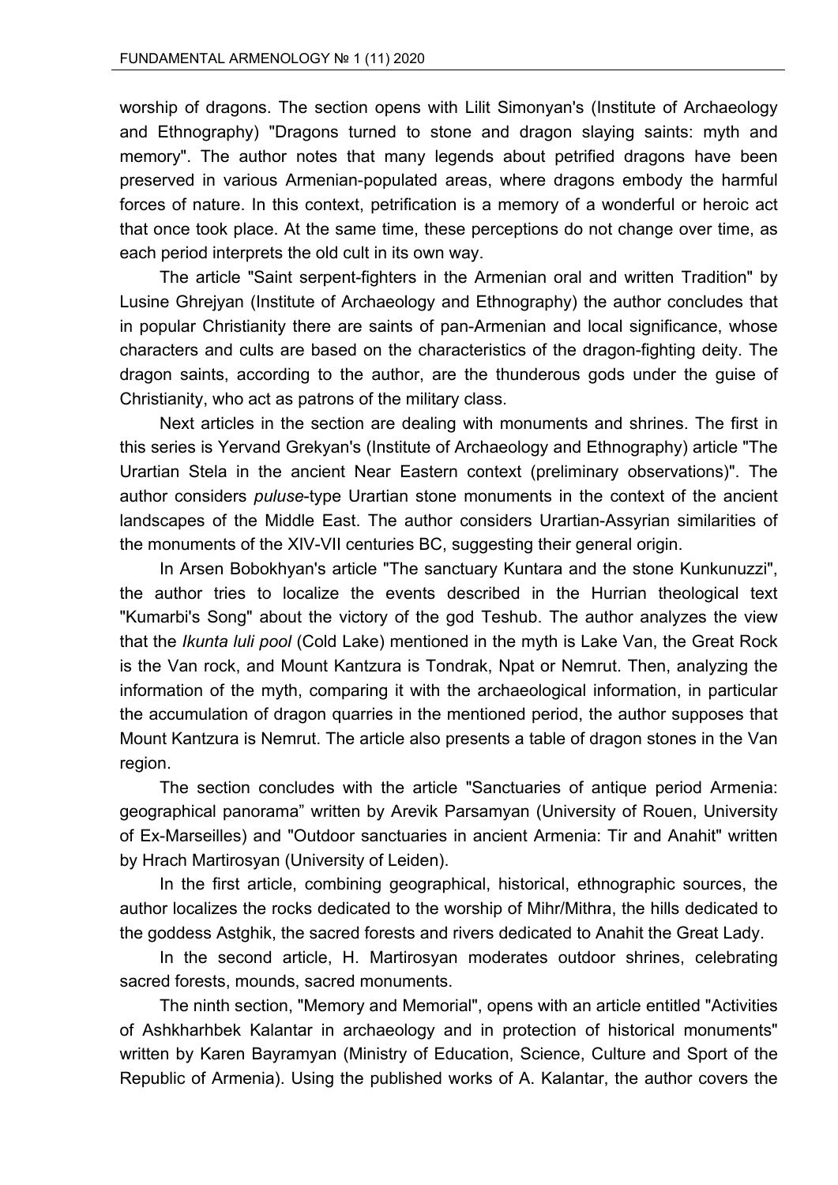worship of dragons. The section opens with Lilit Simonyan's (Institute of Archaeology and Ethnography) "Dragons turned to stone and dragon slaying saints: myth and memory". The author notes that many legends about petrified dragons have been preserved in various Armenian-populated areas, where dragons embody the harmful forces of nature. In this context, petrification is a memory of a wonderful or heroic act that once took place. At the same time, these perceptions do not change over time, as each period interprets the old cult in its own way.

The article "Saint serpent-fighters in the Armenian oral and written Tradition" by Lusine Ghrejyan (Institute of Archaeology and Ethnography) the author concludes that in popular Christianity there are saints of pan-Armenian and local significance, whose characters and cults are based on the characteristics of the dragon-fighting deity. The dragon saints, according to the author, are the thunderous gods under the guise of Christianity, who act as patrons of the military class.

Next articles in the section are dealing with monuments and shrines. The first in this series is Yervand Grekyan's (Institute of Archaeology and Ethnography) article "The Urartian Stela in the ancient Near Eastern context (preliminary observations)". The author considers *puluse*-type Urartian stone monuments in the context of the ancient landscapes of the Middle East. The author considers Urartian-Assyrian similarities of the monuments of the XIV-VII centuries BC, suggesting their general origin.

In Arsen Bobokhyan's article "The sanctuary Kuntara and the stone Kunkunuzzi", the author tries to localize the events described in the Hurrian theological text "Kumarbi's Song" about the victory of the god Teshub. The author analyzes the view that the *Ikunta luli pool* (Cold Lake) mentioned in the myth is Lake Van, the Great Rock is the Van rock, and Mount Kantzura is Tondrak, Npat or Nemrut. Then, analyzing the information of the myth, comparing it with the archaeological information, in particular the accumulation of dragon quarries in the mentioned period, the author supposes that Mount Kantzura is Nemrut. The article also presents a table of dragon stones in the Van region.

The section concludes with the article "Sanctuaries of antique period Armenia: geographical panorama" written by Arevik Parsamyan (University of Rouen, University of Ex-Marseilles) and "Outdoor sanctuaries in ancient Armenia: Tir and Anahit" written by Hrach Martirosyan (University of Leiden).

In the first article, combining geographical, historical, ethnographic sources, the author localizes the rocks dedicated to the worship of Mihr/Mithra, the hills dedicated to the goddess Astghik, the sacred forests and rivers dedicated to Anahit the Great Lady.

In the second article, H. Martirosyan moderates outdoor shrines, celebrating sacred forests, mounds, sacred monuments.

The ninth section, "Memory and Memorial", opens with an article entitled "Activities of Ashkharhbek Kalantar in archaeology and in protection of historical monuments" written by Karen Bayramyan (Ministry of Education, Science, Culture and Sport of the Republic of Armenia). Using the published works of A. Kalantar, the author covers the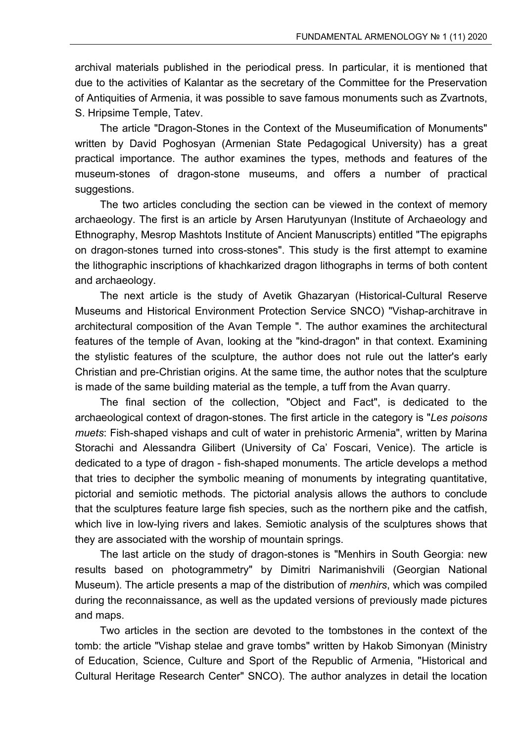archival materials published in the periodical press. In particular, it is mentioned that due to the activities of Kalantar as the secretary of the Committee for the Preservation of Antiquities of Armenia, it was possible to save famous monuments such as Zvartnots, S. Hripsime Temple, Tatev.

The article "Dragon-Stones in the Context of the Museumification of Monuments" written by David Poghosyan (Armenian State Pedagogical University) has a great practical importance. The author examines the types, methods and features of the museum-stones of dragon-stone museums, and offers a number of practical suggestions.

The two articles concluding the section can be viewed in the context of memory archaeology. The first is an article by Arsen Harutyunyan (Institute of Archaeology and Ethnography, Mesrop Mashtots Institute of Ancient Manuscripts) entitled "The epigraphs on dragon-stones turned into cross-stones". This study is the first attempt to examine the lithographic inscriptions of khachkarized dragon lithographs in terms of both content and archaeology.

The next article is the study of Avetik Ghazaryan (Historical-Cultural Reserve Museums and Historical Environment Protection Service SNCO) "Vishap-architrave in architectural composition of the Avan Temple ". The author examines the architectural features of the temple of Avan, looking at the "kind-dragon" in that context. Examining the stylistic features of the sculpture, the author does not rule out the latter's early Christian and pre-Christian origins. At the same time, the author notes that the sculpture is made of the same building material as the temple, a tuff from the Avan quarry.

The final section of the collection, "Object and Fact", is dedicated to the archaeological context of dragon-stones. The first article in the category is "*Les poisons muets*: Fish-shaped vishaps and cult of water in prehistoric Armenia", written by Marina Storachi and Alessandra Gilibert (University of Ca' Foscari, Venice). The article is dedicated to a type of dragon - fish-shaped monuments. The article develops a method that tries to decipher the symbolic meaning of monuments by integrating quantitative, pictorial and semiotic methods. The pictorial analysis allows the authors to conclude that the sculptures feature large fish species, such as the northern pike and the catfish, which live in low-lying rivers and lakes. Semiotic analysis of the sculptures shows that they are associated with the worship of mountain springs.

The last article on the study of dragon-stones is "Menhirs in South Georgia: new results based on photogrammetry" by Dimitri Narimanishvili (Georgian National Museum). The article presents a map of the distribution of *menhirs*, which was compiled during the reconnaissance, as well as the updated versions of previously made pictures and maps.

Two articles in the section are devoted to the tombstones in the context of the tomb: the article "Vishap stelae and grave tombs" written by Hakob Simonyan (Ministry of Education, Science, Culture and Sport of the Republic of Armenia, "Historical and Cultural Heritage Research Center" SNCO). The author analyzes in detail the location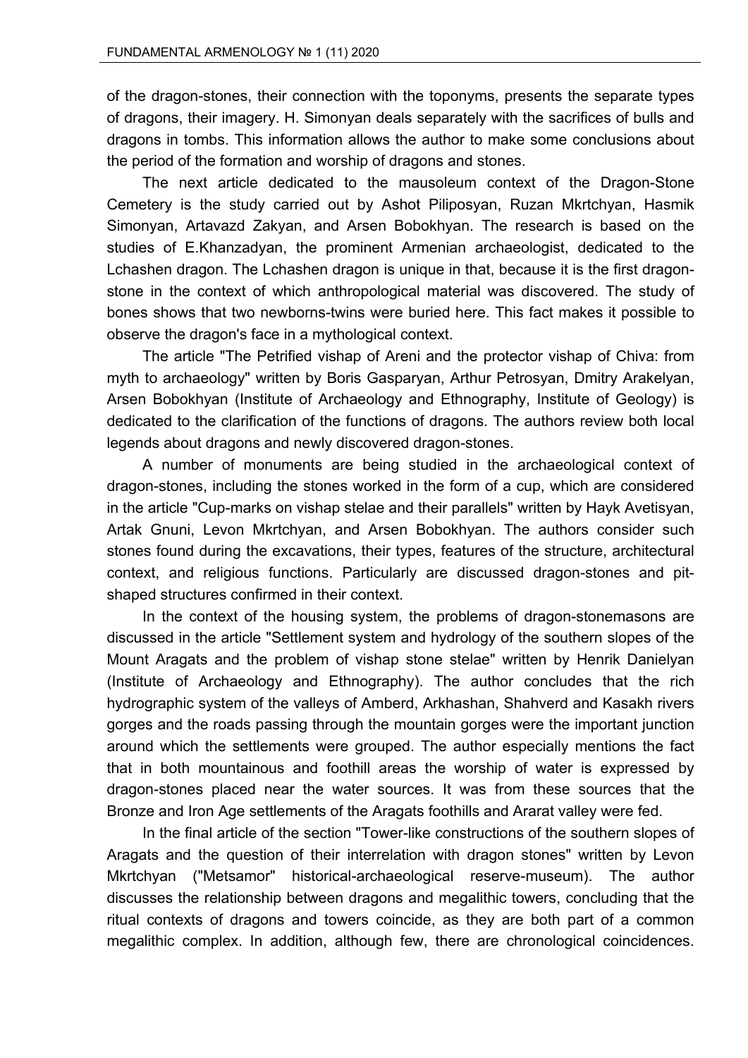of the dragon-stones, their connection with the toponyms, presents the separate types of dragons, their imagery. H. Simonyan deals separately with the sacrifices of bulls and dragons in tombs. This information allows the author to make some conclusions about the period of the formation and worship of dragons and stones.

The next article dedicated to the mausoleum context of the Dragon-Stone Cemetery is the study carried out by Ashot Piliposyan, Ruzan Mkrtchyan, Hasmik Simonyan, Artavazd Zakyan, and Arsen Bobokhyan. The research is based on the studies of E.Khanzadyan, the prominent Armenian archaeologist, dedicated to the Lchashen dragon. The Lchashen dragon is unique in that, because it is the first dragon-stone in the context of which anthropological material was discovered. The study of bones shows that two newborns-twins were buried here. This fact makes it possible to observe the dragon's face in a mythological context.

The article "The Petrified vishap of Areni and the protector vishap of Chiva: from myth to archaeology" written by Boris Gasparyan, Arthur Petrosyan, Dmitry Arakelyan, Arsen Bobokhyan (Institute of Archaeology and Ethnography, Institute of Geology) is dedicated to the clarification of the functions of dragons. The authors review both local legends about dragons and newly discovered dragon-stones.

A number of monuments are being studied in the archaeological context of dragon-stones, including the stones worked in the form of a cup, which are considered in the article "Cup-marks on vishap stelae and their parallels" written by Hayk Avetisyan, Artak Gnuni, Levon Mkrtchyan, and Arsen Bobokhyan. The authors consider such stones found during the excavations, their types, features of the structure, architectural context, and religious functions. Particularly are discussed dragon-stones and pit-shaped structures confirmed in their context.

In the context of the housing system, the problems of dragon-stonemasons are discussed in the article "Settlement system and hydrology of the southern slopes of the Mount Aragats and the problem of vishap stone stelae" written by Henrik Danielyan (Institute of Archaeology and Ethnography). The author concludes that the rich hydrographic system of the valleys of Amberd, Arkhashan, Shahverd and Kasakh rivers gorges and the roads passing through the mountain gorges were the important junction around which the settlements were grouped. The author especially mentions the fact that in both mountainous and foothill areas the worship of water is expressed by dragon-stones placed near the water sources. It was from these sources that the Bronze and Iron Age settlements of the Aragats foothills and Ararat valley were fed.

In the final article of the section "Tower-like constructions of the southern slopes of Aragats and the question of their interrelation with dragon stones" written by Levon Mkrtchyan ("Metsamor" historical-archaeological reserve-museum). The author discusses the relationship between dragons and megalithic towers, concluding that the ritual contexts of dragons and towers coincide, as they are both part of a common megalithic complex. In addition, although few, there are chronological coincidences.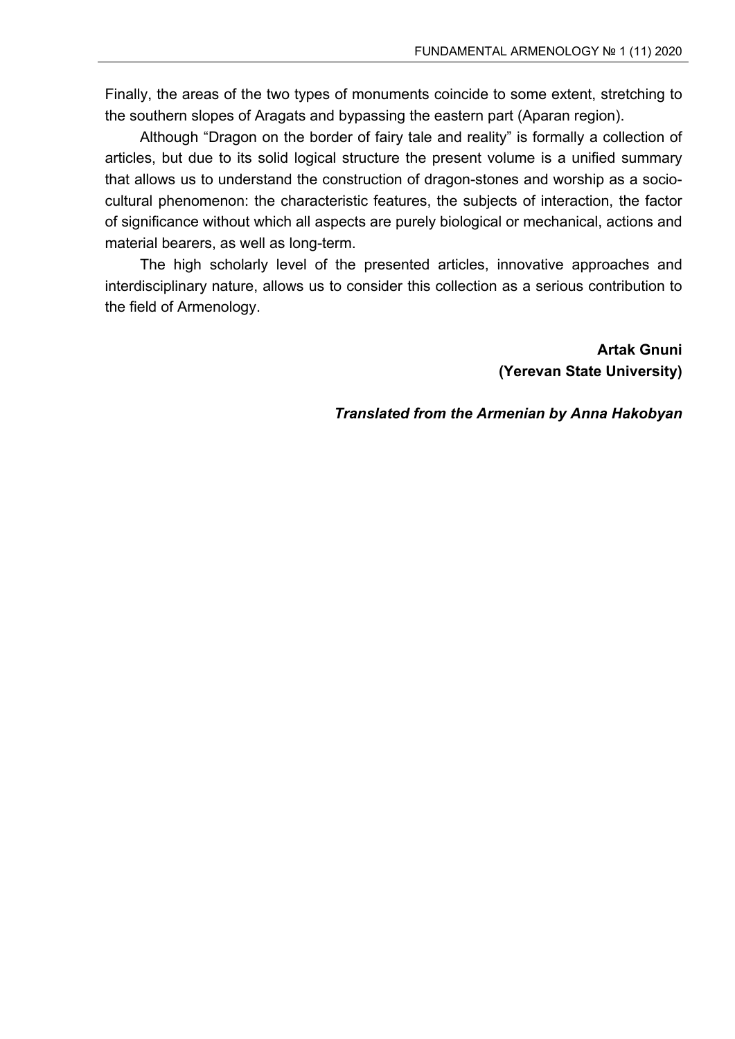Finally, the areas of the two types of monuments coincide to some extent, stretching to the southern slopes of Aragats and bypassing the eastern part (Aparan region).

Although "Dragon on the border of fairy tale and reality" is formally a collection of articles, but due to its solid logical structure the present volume is a unified summary that allows us to understand the construction of dragon-stones and worship as a socio-cultural phenomenon: the characteristic features, the subjects of interaction, the factor of significance without which all aspects are purely biological or mechanical, actions and material bearers, as well as long-term.

The high scholarly level of the presented articles, innovative approaches and interdisciplinary nature, allows us to consider this collection as a serious contribution to the field of Armenology.

**Artak Gnuni**
**(Yerevan State University)**

***Translated from the Armenian by Anna Hakobyan***